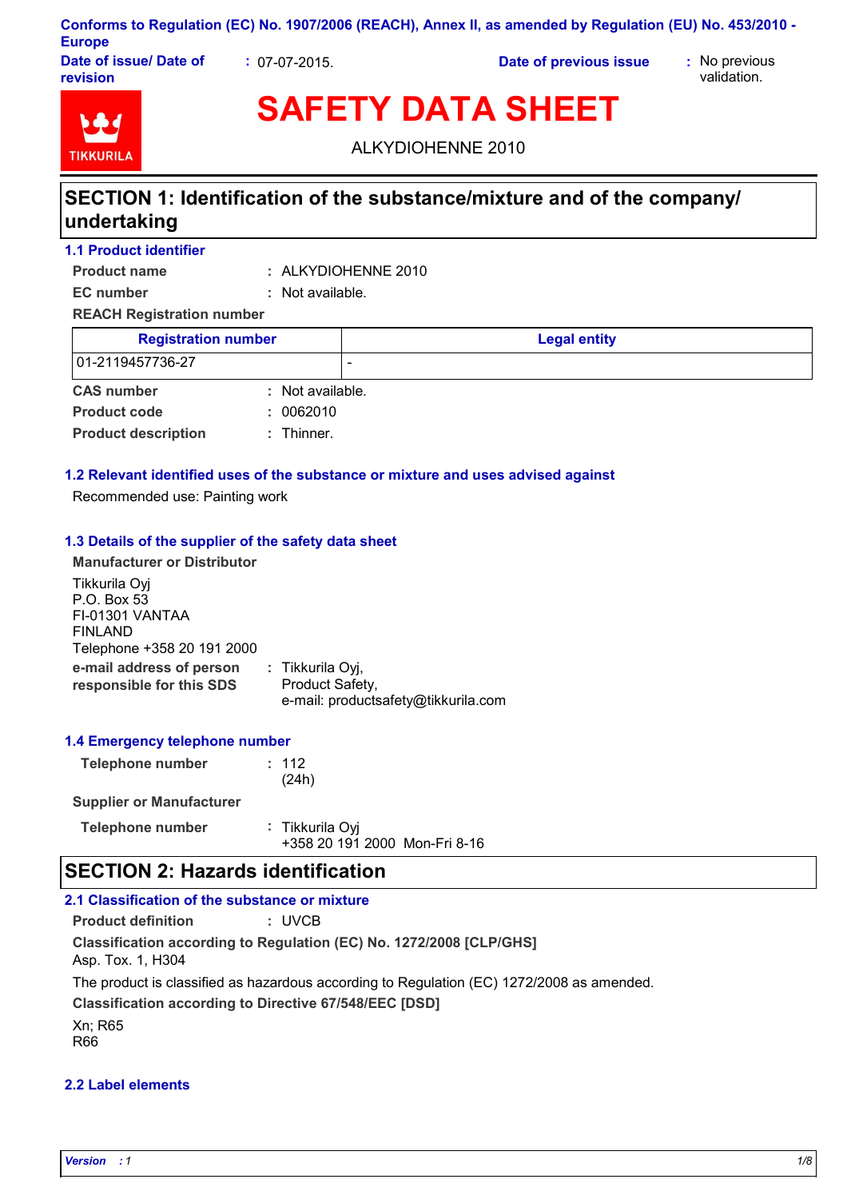Conforms to Regulation (EC) No. 1907/2006 (REACH), Annex II, as amended by Regulation (EU) No. 453/2010 - Europe

**Date of issue/ Date of revision** : 07-07-2015.

**Date of previous issue** : No previous validation.

# SAFETY DATA SHEET

ALKYDIOHENNE 2010

## SECTION 1: Identification of the substance/mixture and of the company/ undertaking

### 1.1 Product identifier

**Product name** : ALKYDIOHENNE 2010

**EC number** : Not available.

**REACH Registration number**

| Registration number | Legal entity |
| --- | --- |
| 01-2119457736-27 | - |

**CAS number** : Not available.

**Product code** : 0062010

**Product description** : Thinner.

### 1.2 Relevant identified uses of the substance or mixture and uses advised against

Recommended use: Painting work

### 1.3 Details of the supplier of the safety data sheet

**Manufacturer or Distributor**

Tikkurila Oyj
P.O. Box 53
FI-01301 VANTAA
FINLAND
Telephone +358 20 191 2000

**e-mail address of person responsible for this SDS** : Tikkurila Oyj,
Product Safety,
e-mail: productsafety@tikkurila.com

### 1.4 Emergency telephone number

**Telephone number** : 112
(24h)

**Supplier or Manufacturer**

**Telephone number** : Tikkurila Oyj
+358 20 191 2000 Mon-Fri 8-16

## SECTION 2: Hazards identification

### 2.1 Classification of the substance or mixture

**Product definition** : UVCB

**Classification according to Regulation (EC) No. 1272/2008 [CLP/GHS]**

Asp. Tox. 1, H304

The product is classified as hazardous according to Regulation (EC) 1272/2008 as amended.

**Classification according to Directive 67/548/EEC [DSD]**

Xn; R65
R66

### 2.2 Label elements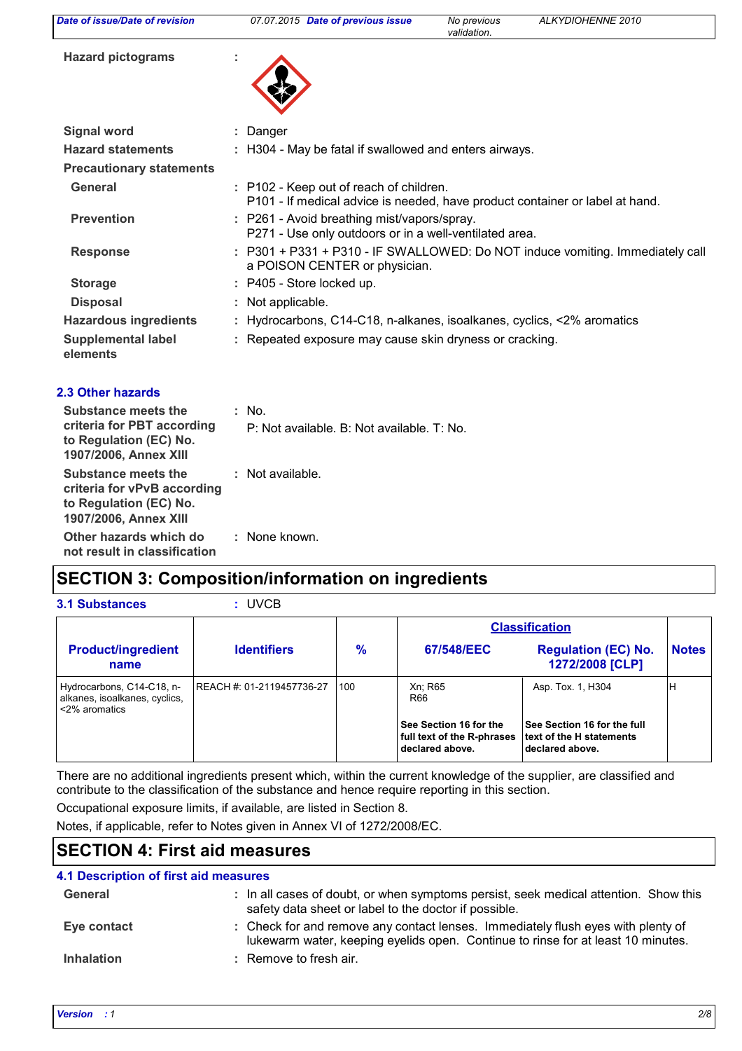**Hazard pictograms** :

**Signal word** : Danger

**Hazard statements** : H304 - May be fatal if swallowed and enters airways.

**Precautionary statements**

**General** : P102 - Keep out of reach of children.
P101 - If medical advice is needed, have product container or label at hand.

**Prevention** : P261 - Avoid breathing mist/vapors/spray.
P271 - Use only outdoors or in a well-ventilated area.

**Response** : P301 + P331 + P310 - IF SWALLOWED: Do NOT induce vomiting. Immediately call a POISON CENTER or physician.

**Storage** : P405 - Store locked up.

**Disposal** : Not applicable.

**Hazardous ingredients** : Hydrocarbons, C14-C18, n-alkanes, isoalkanes, cyclics, <2% aromatics

**Supplemental label elements** : Repeated exposure may cause skin dryness or cracking.

### 2.3 Other hazards

**Substance meets the criteria for PBT according to Regulation (EC) No. 1907/2006, Annex XIII** : No.
P: Not available. B: Not available. T: No.

**Substance meets the criteria for vPvB according to Regulation (EC) No. 1907/2006, Annex XIII** : Not available.

**Other hazards which do not result in classification** : None known.

## SECTION 3: Composition/information on ingredients

**3.1 Substances** : UVCB

| Product/ingredient name | Identifiers | % | Classification | | Notes |
|---|---|---|---|---|---|
| | | | 67/548/EEC | Regulation (EC) No. 1272/2008 [CLP] | |
| Hydrocarbons, C14-C18, n-alkanes, isoalkanes, cyclics, <2% aromatics | REACH #: 01-2119457736-27 | 100 | Xn; R65<br>R66 | Asp. Tox. 1, H304 | H |
| | | | **See Section 16 for the full text of the R-phrases declared above.** | **See Section 16 for the full text of the H statements declared above.** | |

There are no additional ingredients present which, within the current knowledge of the supplier, are classified and contribute to the classification of the substance and hence require reporting in this section.

Occupational exposure limits, if available, are listed in Section 8.

Notes, if applicable, refer to Notes given in Annex VI of 1272/2008/EC.

## SECTION 4: First aid measures

### 4.1 Description of first aid measures

**General** : In all cases of doubt, or when symptoms persist, seek medical attention. Show this safety data sheet or label to the doctor if possible.

**Eye contact** : Check for and remove any contact lenses. Immediately flush eyes with plenty of lukewarm water, keeping eyelids open. Continue to rinse for at least 10 minutes.

**Inhalation** : Remove to fresh air.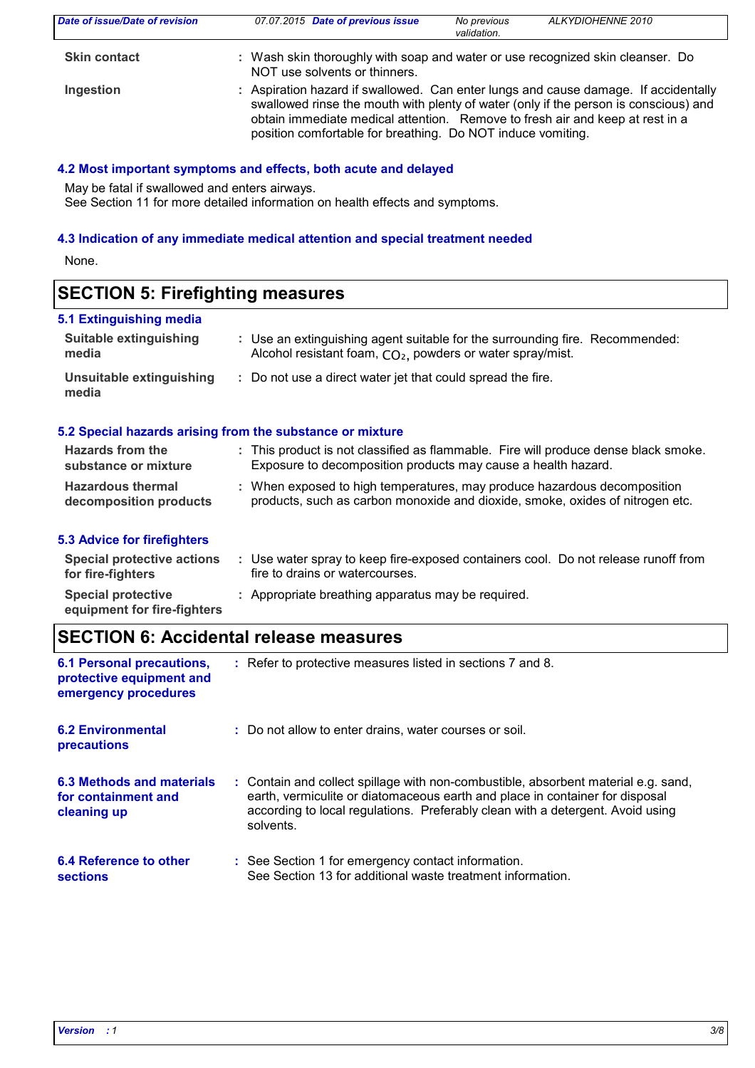**Skin contact** : Wash skin thoroughly with soap and water or use recognized skin cleanser. Do NOT use solvents or thinners.

**Ingestion** : Aspiration hazard if swallowed. Can enter lungs and cause damage. If accidentally swallowed rinse the mouth with plenty of water (only if the person is conscious) and obtain immediate medical attention. Remove to fresh air and keep at rest in a position comfortable for breathing. Do NOT induce vomiting.

### 4.2 Most important symptoms and effects, both acute and delayed

May be fatal if swallowed and enters airways.
See Section 11 for more detailed information on health effects and symptoms.

### 4.3 Indication of any immediate medical attention and special treatment needed

None.

## SECTION 5: Firefighting measures

### 5.1 Extinguishing media

**Suitable extinguishing media** : Use an extinguishing agent suitable for the surrounding fire. Recommended: Alcohol resistant foam, $CO_2$, powders or water spray/mist.

**Unsuitable extinguishing media** : Do not use a direct water jet that could spread the fire.

### 5.2 Special hazards arising from the substance or mixture

**Hazards from the substance or mixture** : This product is not classified as flammable. Fire will produce dense black smoke. Exposure to decomposition products may cause a health hazard.

**Hazardous thermal decomposition products** : When exposed to high temperatures, may produce hazardous decomposition products, such as carbon monoxide and dioxide, smoke, oxides of nitrogen etc.

### 5.3 Advice for firefighters

**Special protective actions for fire-fighters** : Use water spray to keep fire-exposed containers cool. Do not release runoff from fire to drains or watercourses.

**Special protective equipment for fire-fighters** : Appropriate breathing apparatus may be required.

## SECTION 6: Accidental release measures

**6.1 Personal precautions, protective equipment and emergency procedures** : Refer to protective measures listed in sections 7 and 8.

**6.2 Environmental precautions** : Do not allow to enter drains, water courses or soil.

**6.3 Methods and materials for containment and cleaning up** : Contain and collect spillage with non-combustible, absorbent material e.g. sand, earth, vermiculite or diatomaceous earth and place in container for disposal according to local regulations. Preferably clean with a detergent. Avoid using solvents.

**6.4 Reference to other sections** : See Section 1 for emergency contact information.
See Section 13 for additional waste treatment information.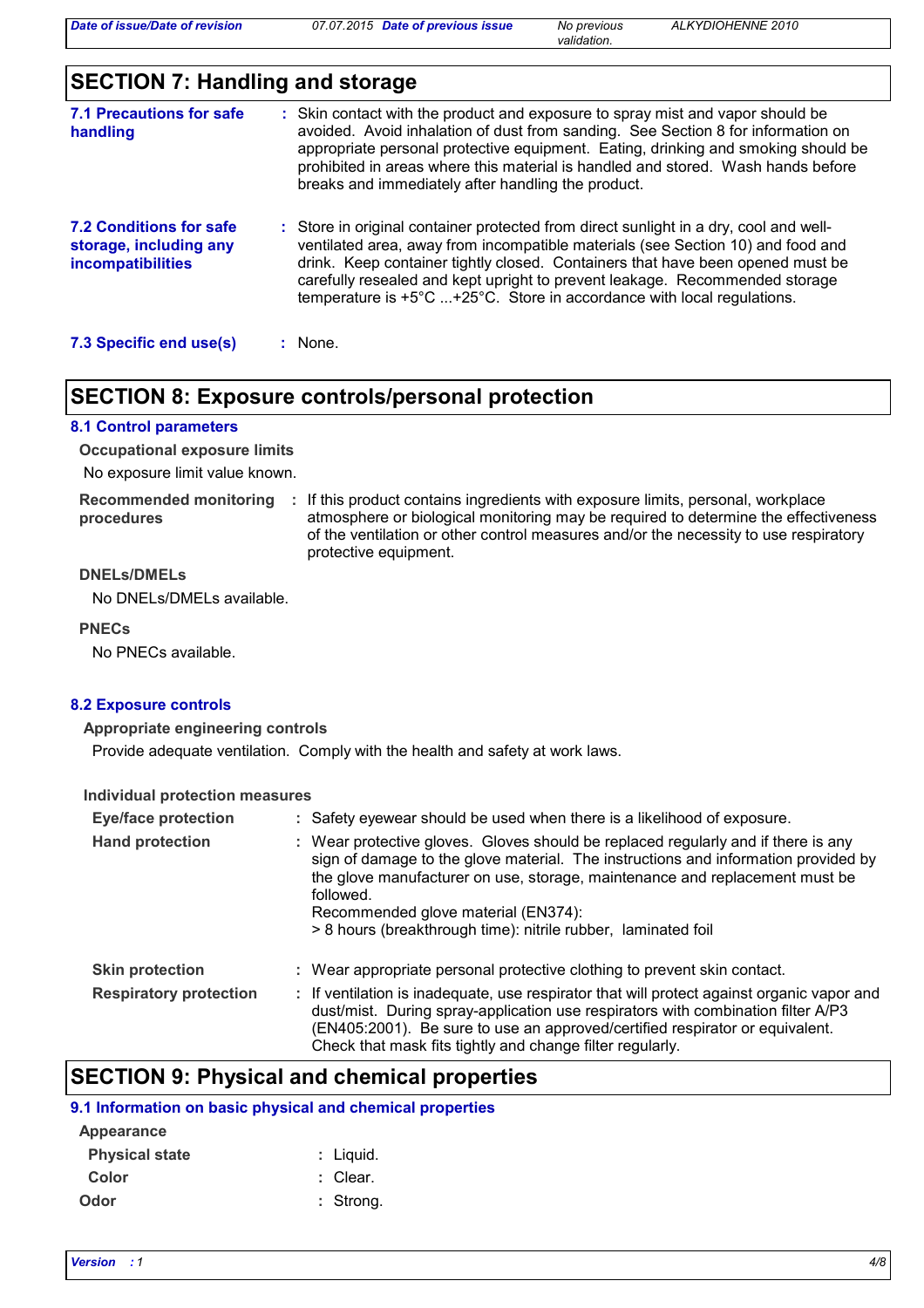## SECTION 7: Handling and storage

**7.1 Precautions for safe handling** : Skin contact with the product and exposure to spray mist and vapor should be avoided. Avoid inhalation of dust from sanding. See Section 8 for information on appropriate personal protective equipment. Eating, drinking and smoking should be prohibited in areas where this material is handled and stored. Wash hands before breaks and immediately after handling the product.

**7.2 Conditions for safe storage, including any incompatibilities** : Store in original container protected from direct sunlight in a dry, cool and well-ventilated area, away from incompatible materials (see Section 10) and food and drink. Keep container tightly closed. Containers that have been opened must be carefully resealed and kept upright to prevent leakage. Recommended storage temperature is +5°C ...+25°C. Store in accordance with local regulations.

**7.3 Specific end use(s)** : None.

## SECTION 8: Exposure controls/personal protection

### 8.1 Control parameters

**Occupational exposure limits**

No exposure limit value known.

**Recommended monitoring procedures** : If this product contains ingredients with exposure limits, personal, workplace atmosphere or biological monitoring may be required to determine the effectiveness of the ventilation or other control measures and/or the necessity to use respiratory protective equipment.

**DNELs/DMELs**

No DNELs/DMELs available.

**PNECs**

No PNECs available.

### 8.2 Exposure controls

**Appropriate engineering controls**

Provide adequate ventilation. Comply with the health and safety at work laws.

**Individual protection measures**

**Eye/face protection** : Safety eyewear should be used when there is a likelihood of exposure.

**Hand protection** : Wear protective gloves. Gloves should be replaced regularly and if there is any sign of damage to the glove material. The instructions and information provided by the glove manufacturer on use, storage, maintenance and replacement must be followed.
Recommended glove material (EN374):
> 8 hours (breakthrough time): nitrile rubber, laminated foil

**Skin protection** : Wear appropriate personal protective clothing to prevent skin contact.

**Respiratory protection** : If ventilation is inadequate, use respirator that will protect against organic vapor and dust/mist. During spray-application use respirators with combination filter A/P3 (EN405:2001). Be sure to use an approved/certified respirator or equivalent. Check that mask fits tightly and change filter regularly.

## SECTION 9: Physical and chemical properties

### 9.1 Information on basic physical and chemical properties

**Appearance**

**Physical state** : Liquid.

**Color** : Clear.

**Odor** : Strong.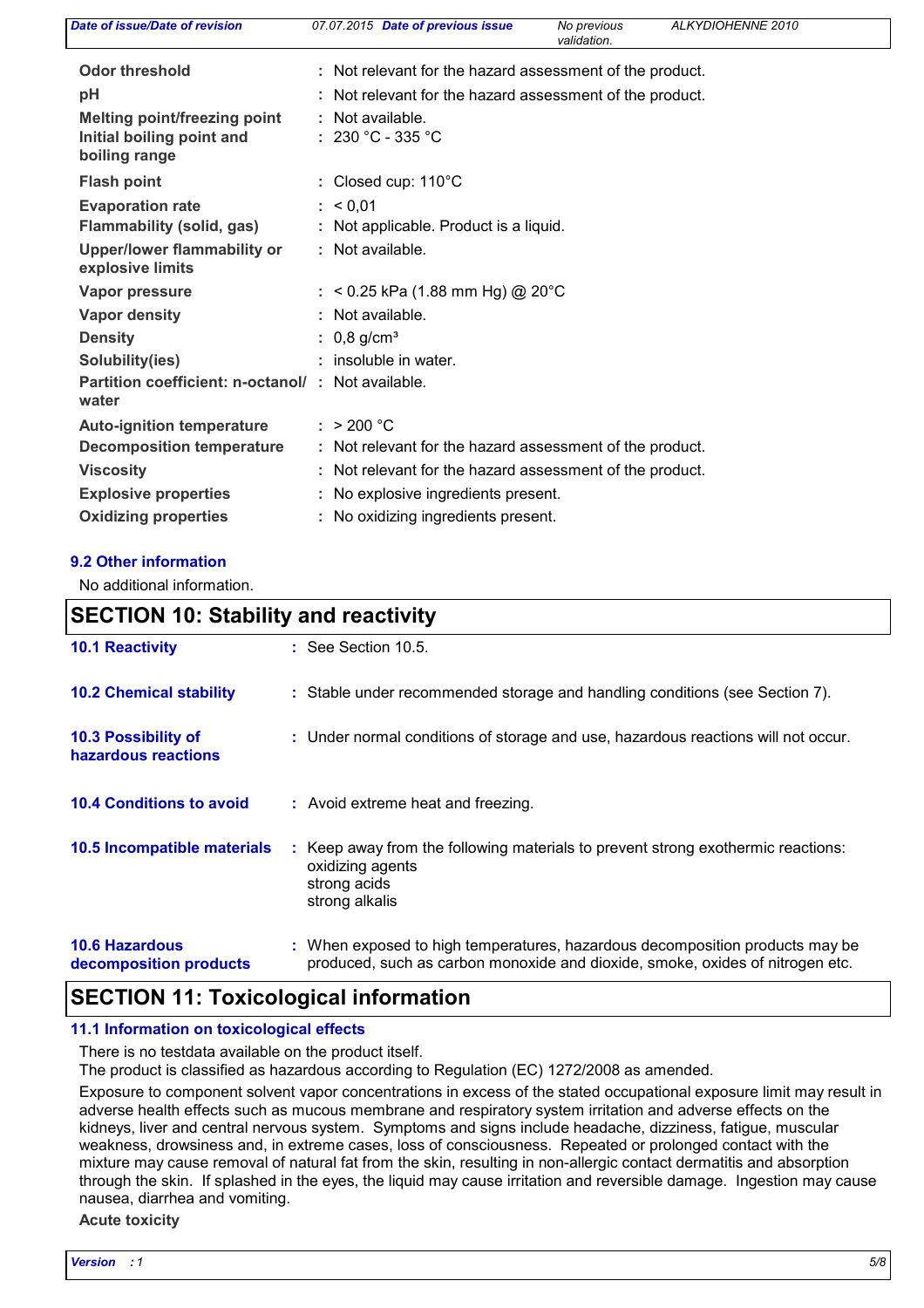| | |
|---|---|
| **Odor threshold** | : Not relevant for the hazard assessment of the product. |
| **pH** | : Not relevant for the hazard assessment of the product. |
| **Melting point/freezing point** | : Not available. |
| **Initial boiling point and boiling range** | : 230 °C - 335 °C |
| **Flash point** | : Closed cup: 110°C |
| **Evaporation rate** | : < 0,01 |
| **Flammability (solid, gas)** | : Not applicable. Product is a liquid. |
| **Upper/lower flammability or explosive limits** | : Not available. |
| **Vapor pressure** | : < 0.25 kPa (1.88 mm Hg) @ 20°C |
| **Vapor density** | : Not available. |
| **Density** | : 0,8 g/cm³ |
| **Solubility(ies)** | : insoluble in water. |
| **Partition coefficient: n-octanol/ water** | : Not available. |
| **Auto-ignition temperature** | : > 200 °C |
| **Decomposition temperature** | : Not relevant for the hazard assessment of the product. |
| **Viscosity** | : Not relevant for the hazard assessment of the product. |
| **Explosive properties** | : No explosive ingredients present. |
| **Oxidizing properties** | : No oxidizing ingredients present. |

### 9.2 Other information

No additional information.

## SECTION 10: Stability and reactivity

| | |
|---|---|
| **10.1 Reactivity** | : See Section 10.5. |
| **10.2 Chemical stability** | : Stable under recommended storage and handling conditions (see Section 7). |
| **10.3 Possibility of hazardous reactions** | : Under normal conditions of storage and use, hazardous reactions will not occur. |
| **10.4 Conditions to avoid** | : Avoid extreme heat and freezing. |
| **10.5 Incompatible materials** | : Keep away from the following materials to prevent strong exothermic reactions: oxidizing agents, strong acids, strong alkalis |
| **10.6 Hazardous decomposition products** | : When exposed to high temperatures, hazardous decomposition products may be produced, such as carbon monoxide and dioxide, smoke, oxides of nitrogen etc. |

## SECTION 11: Toxicological information

### 11.1 Information on toxicological effects

There is no testdata available on the product itself.
The product is classified as hazardous according to Regulation (EC) 1272/2008 as amended.

Exposure to component solvent vapor concentrations in excess of the stated occupational exposure limit may result in adverse health effects such as mucous membrane and respiratory system irritation and adverse effects on the kidneys, liver and central nervous system. Symptoms and signs include headache, dizziness, fatigue, muscular weakness, drowsiness and, in extreme cases, loss of consciousness. Repeated or prolonged contact with the mixture may cause removal of natural fat from the skin, resulting in non-allergic contact dermatitis and absorption through the skin. If splashed in the eyes, the liquid may cause irritation and reversible damage. Ingestion may cause nausea, diarrhea and vomiting.

**Acute toxicity**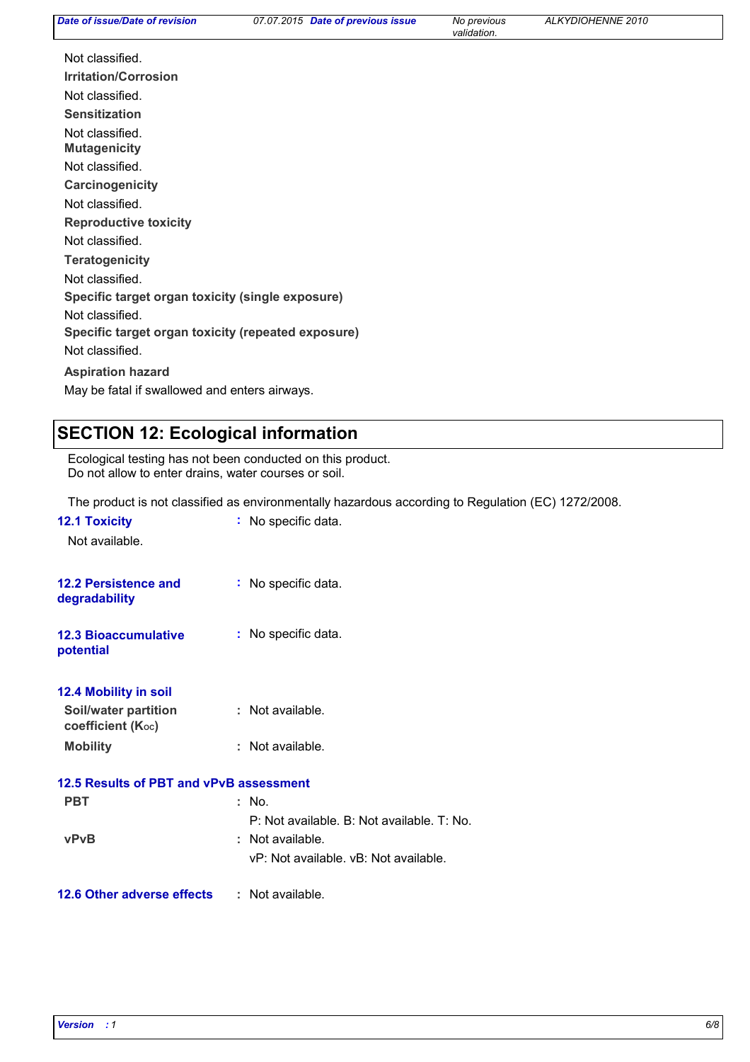Not classified.

**Irritation/Corrosion**

Not classified.

**Sensitization**

Not classified.

**Mutagenicity**

Not classified.

**Carcinogenicity**

Not classified.

**Reproductive toxicity**

Not classified.

**Teratogenicity**

Not classified.

**Specific target organ toxicity (single exposure)**

Not classified.

**Specific target organ toxicity (repeated exposure)**

Not classified.

**Aspiration hazard**

May be fatal if swallowed and enters airways.

## SECTION 12: Ecological information

Ecological testing has not been conducted on this product.
Do not allow to enter drains, water courses or soil.

The product is not classified as environmentally hazardous according to Regulation (EC) 1272/2008.

**12.1 Toxicity** : No specific data.

Not available.

**12.2 Persistence and degradability** : No specific data.

**12.3 Bioaccumulative potential** : No specific data.

**12.4 Mobility in soil**

**Soil/water partition coefficient ($K_{OC}$)** : Not available.

**Mobility** : Not available.

**12.5 Results of PBT and vPvB assessment**

**PBT** : No.
P: Not available. B: Not available. T: No.

**vPvB** : Not available.
vP: Not available. vB: Not available.

**12.6 Other adverse effects** : Not available.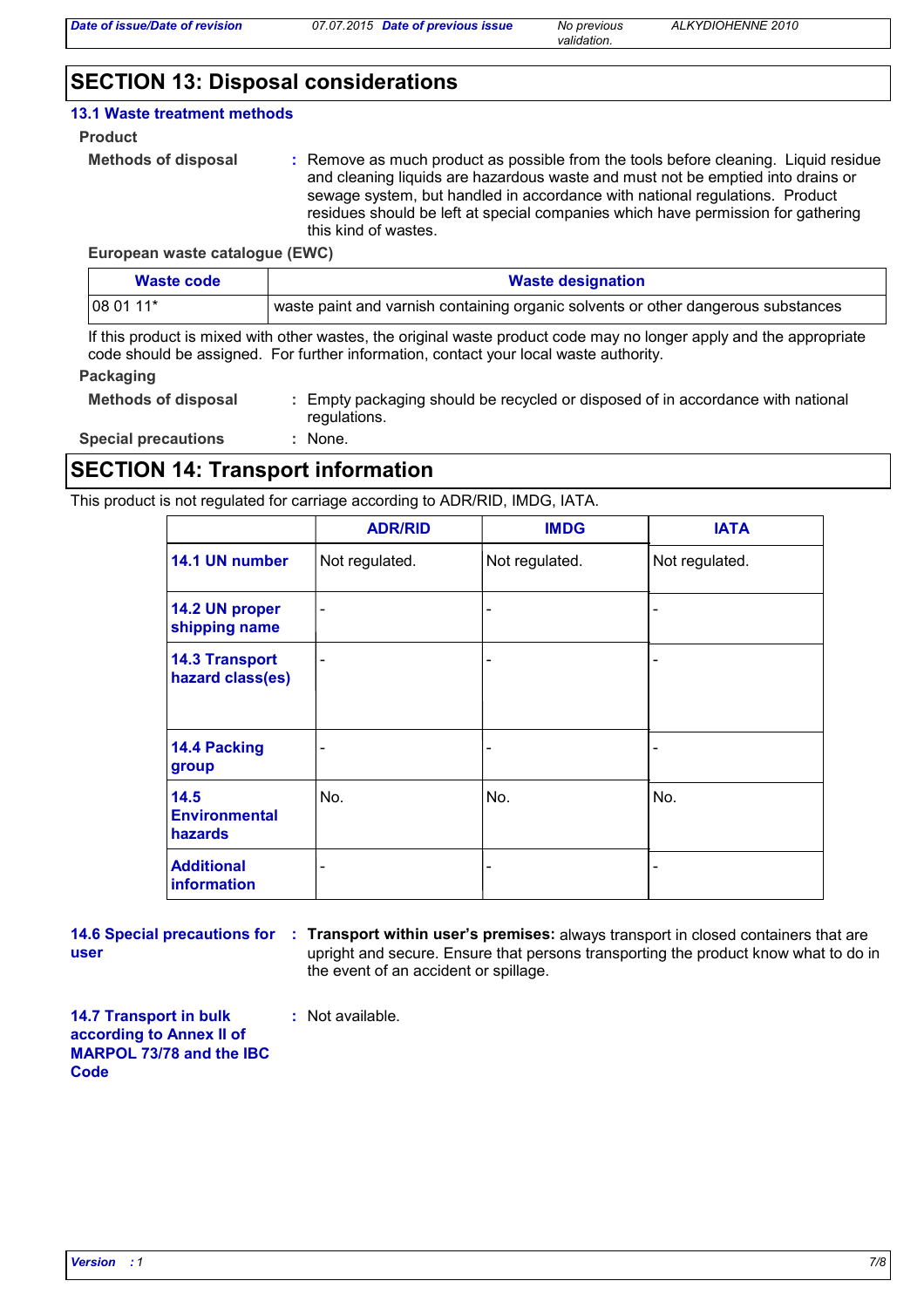## SECTION 13: Disposal considerations

### 13.1 Waste treatment methods

**Product**

**Methods of disposal** : Remove as much product as possible from the tools before cleaning. Liquid residue and cleaning liquids are hazardous waste and must not be emptied into drains or sewage system, but handled in accordance with national regulations. Product residues should be left at special companies which have permission for gathering this kind of wastes.

**European waste catalogue (EWC)**

| Waste code | Waste designation |
|---|---|
| 08 01 11* | waste paint and varnish containing organic solvents or other dangerous substances |

If this product is mixed with other wastes, the original waste product code may no longer apply and the appropriate code should be assigned. For further information, contact your local waste authority.

**Packaging**

**Methods of disposal** : Empty packaging should be recycled or disposed of in accordance with national regulations.

**Special precautions** : None.

## SECTION 14: Transport information

This product is not regulated for carriage according to ADR/RID, IMDG, IATA.

| | ADR/RID | IMDG | IATA |
|---|---|---|---|
| **14.1 UN number** | Not regulated. | Not regulated. | Not regulated. |
| **14.2 UN proper shipping name** | - | - | - |
| **14.3 Transport hazard class(es)** | - | - | - |
| **14.4 Packing group** | - | - | - |
| **14.5 Environmental hazards** | No. | No. | No. |
| **Additional information** | - | - | - |

**14.6 Special precautions for user** : **Transport within user's premises:** always transport in closed containers that are upright and secure. Ensure that persons transporting the product know what to do in the event of an accident or spillage.

**14.7 Transport in bulk according to Annex II of MARPOL 73/78 and the IBC Code** : Not available.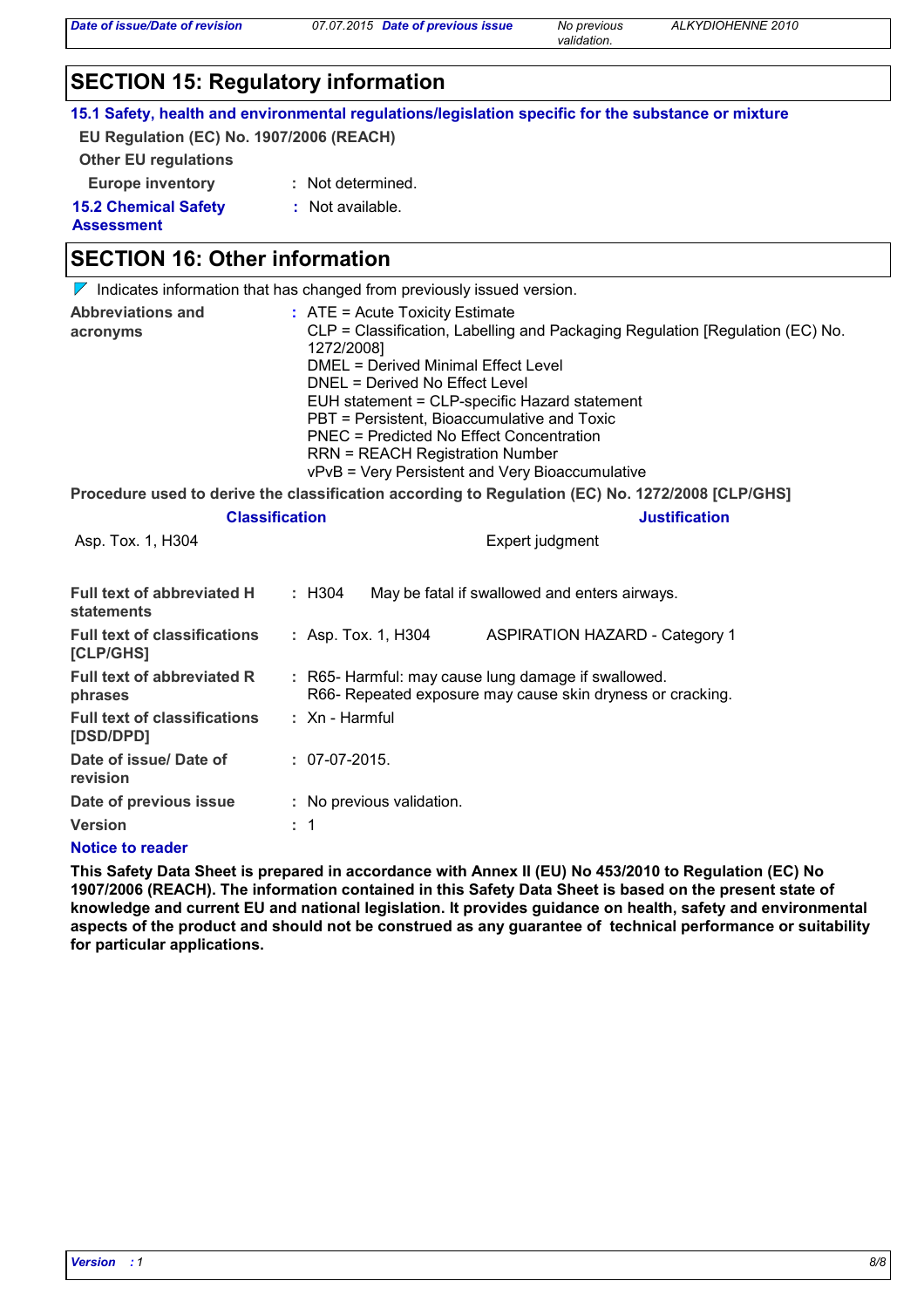## SECTION 15: Regulatory information

### 15.1 Safety, health and environmental regulations/legislation specific for the substance or mixture

**EU Regulation (EC) No. 1907/2006 (REACH)**

**Other EU regulations**

**Europe inventory** : Not determined.

**15.2 Chemical Safety Assessment** : Not available.

## SECTION 16: Other information

Indicates information that has changed from previously issued version.

**Abbreviations and acronyms** :
ATE = Acute Toxicity Estimate
CLP = Classification, Labelling and Packaging Regulation [Regulation (EC) No. 1272/2008]
DMEL = Derived Minimal Effect Level
DNEL = Derived No Effect Level
EUH statement = CLP-specific Hazard statement
PBT = Persistent, Bioaccumulative and Toxic
PNEC = Predicted No Effect Concentration
RRN = REACH Registration Number
vPvB = Very Persistent and Very Bioaccumulative

**Procedure used to derive the classification according to Regulation (EC) No. 1272/2008 [CLP/GHS]**

| Classification | Justification |
| --- | --- |
| Asp. Tox. 1, H304 | Expert judgment |

**Full text of abbreviated H statements** : H304 May be fatal if swallowed and enters airways.

**Full text of classifications [CLP/GHS]** : Asp. Tox. 1, H304 ASPIRATION HAZARD - Category 1

**Full text of abbreviated R phrases** :
R65- Harmful: may cause lung damage if swallowed.
R66- Repeated exposure may cause skin dryness or cracking.

**Full text of classifications [DSD/DPD]** : Xn - Harmful

**Date of issue/ Date of revision** : 07-07-2015.

**Date of previous issue** : No previous validation.

**Version** : 1

### Notice to reader

**This Safety Data Sheet is prepared in accordance with Annex II (EU) No 453/2010 to Regulation (EC) No 1907/2006 (REACH). The information contained in this Safety Data Sheet is based on the present state of knowledge and current EU and national legislation. It provides guidance on health, safety and environmental aspects of the product and should not be construed as any guarantee of technical performance or suitability for particular applications.**